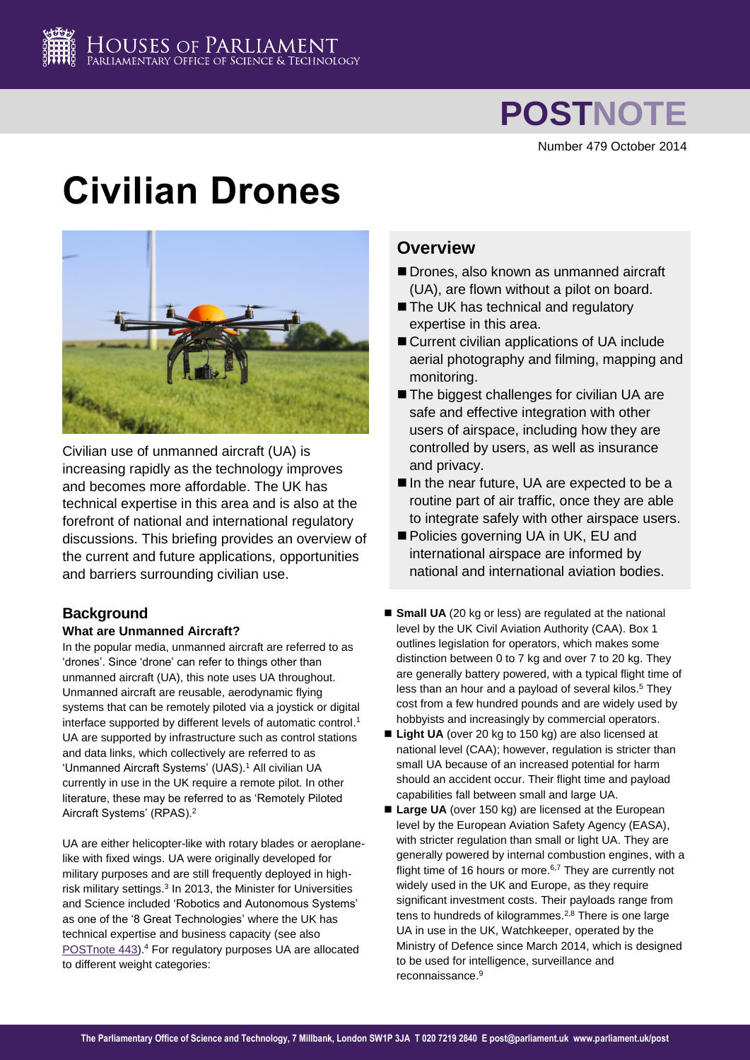# Civilian Drones

Number 479 October 2014

Civilian use of unmanned aircraft (UA) is increasing rapidly as the technology improves and becomes more affordable. The UK has technical expertise in this area and is also at the forefront of national and international regulatory discussions. This briefing provides an overview of the current and future applications, opportunities and barriers surrounding civilian use.

## Overview

- Drones, also known as unmanned aircraft (UA), are flown without a pilot on board.
- The UK has technical and regulatory expertise in this area.
- Current civilian applications of UA include aerial photography and filming, mapping and monitoring.
- The biggest challenges for civilian UA are safe and effective integration with other users of airspace, including how they are controlled by users, as well as insurance and privacy.
- In the near future, UA are expected to be a routine part of air traffic, once they are able to integrate safely with other airspace users.
- Policies governing UA in UK, EU and international airspace are informed by national and international aviation bodies.

## Background

### What are Unmanned Aircraft?

In the popular media, unmanned aircraft are referred to as 'drones'. Since 'drone' can refer to things other than unmanned aircraft (UA), this note uses UA throughout. Unmanned aircraft are reusable, aerodynamic flying systems that can be remotely piloted via a joystick or digital interface supported by different levels of automatic control.[1] UA are supported by infrastructure such as control stations and data links, which collectively are referred to as 'Unmanned Aircraft Systems' (UAS).[1] All civilian UA currently in use in the UK require a remote pilot. In other literature, these may be referred to as 'Remotely Piloted Aircraft Systems' (RPAS).[2]

UA are either helicopter-like with rotary blades or aeroplane-like with fixed wings. UA were originally developed for military purposes and are still frequently deployed in high-risk military settings.[3] In 2013, the Minister for Universities and Science included 'Robotics and Autonomous Systems' as one of the '8 Great Technologies' where the UK has technical expertise and business capacity (see also POSTnote 443).[4] For regulatory purposes UA are allocated to different weight categories:

- **Small UA** (20 kg or less) are regulated at the national level by the UK Civil Aviation Authority (CAA). Box 1 outlines legislation for operators, which makes some distinction between 0 to 7 kg and over 7 to 20 kg. They are generally battery powered, with a typical flight time of less than an hour and a payload of several kilos.[5] They cost from a few hundred pounds and are widely used by hobbyists and increasingly by commercial operators.
- **Light UA** (over 20 kg to 150 kg) are also licensed at national level (CAA); however, regulation is stricter than small UA because of an increased potential for harm should an accident occur. Their flight time and payload capabilities fall between small and large UA.
- **Large UA** (over 150 kg) are licensed at the European level by the European Aviation Safety Agency (EASA), with stricter regulation than small or light UA. They are generally powered by internal combustion engines, with a flight time of 16 hours or more.[6,7] They are currently not widely used in the UK and Europe, as they require significant investment costs. Their payloads range from tens to hundreds of kilogrammes.[2,8] There is one large UA in use in the UK, Watchkeeper, operated by the Ministry of Defence since March 2014, which is designed to be used for intelligence, surveillance and reconnaissance.[9]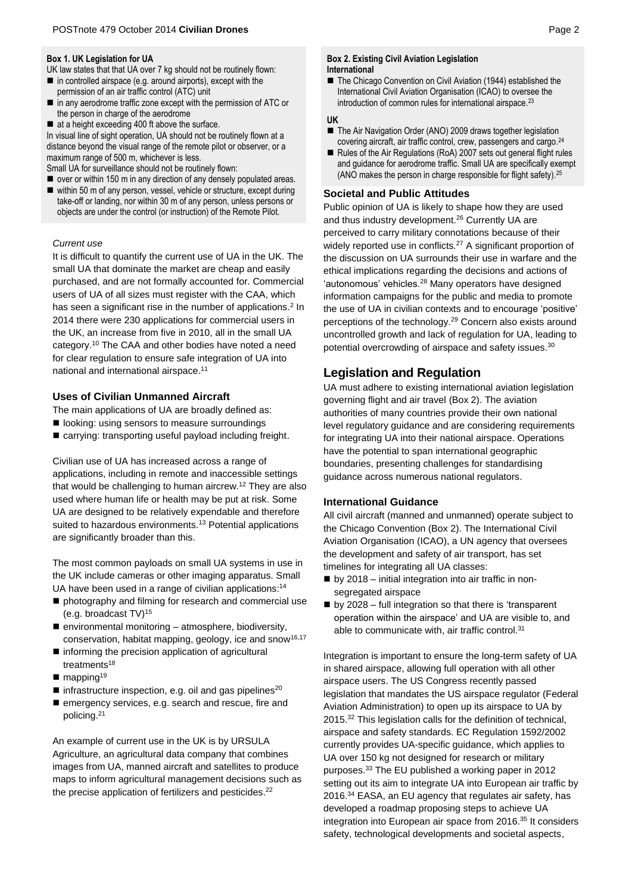**Box 1. UK Legislation for UA**

UK law states that that UA over 7 kg should not be routinely flown:

- in controlled airspace (e.g. around airports), except with the permission of an air traffic control (ATC) unit
- in any aerodrome traffic zone except with the permission of ATC or the person in charge of the aerodrome
- at a height exceeding 400 ft above the surface.

In visual line of sight operation, UA should not be routinely flown at a distance beyond the visual range of the remote pilot or observer, or a maximum range of 500 m, whichever is less.

Small UA for surveillance should not be routinely flown:

- over or within 150 m in any direction of any densely populated areas.
- within 50 m of any person, vessel, vehicle or structure, except during take-off or landing, nor within 30 m of any person, unless persons or objects are under the control (or instruction) of the Remote Pilot.

*Current use*

It is difficult to quantify the current use of UA in the UK. The small UA that dominate the market are cheap and easily purchased, and are not formally accounted for. Commercial users of UA of all sizes must register with the CAA, which has seen a significant rise in the number of applications.[2] In 2014 there were 230 applications for commercial users in the UK, an increase from five in 2010, all in the small UA category.[10] The CAA and other bodies have noted a need for clear regulation to ensure safe integration of UA into national and international airspace.[11]

### Uses of Civilian Unmanned Aircraft

The main applications of UA are broadly defined as:

- looking: using sensors to measure surroundings
- carrying: transporting useful payload including freight.

Civilian use of UA has increased across a range of applications, including in remote and inaccessible settings that would be challenging to human aircrew.[12] They are also used where human life or health may be put at risk. Some UA are designed to be relatively expendable and therefore suited to hazardous environments.[13] Potential applications are significantly broader than this.

The most common payloads on small UA systems in use in the UK include cameras or other imaging apparatus. Small UA have been used in a range of civilian applications:[14]

- photography and filming for research and commercial use (e.g. broadcast TV)[15]
- environmental monitoring – atmosphere, biodiversity, conservation, habitat mapping, geology, ice and snow[16,17]
- informing the precision application of agricultural treatments[18]
- mapping[19]
- infrastructure inspection, e.g. oil and gas pipelines[20]
- emergency services, e.g. search and rescue, fire and policing.[21]

An example of current use in the UK is by URSULA Agriculture, an agricultural data company that combines images from UA, manned aircraft and satellites to produce maps to inform agricultural management decisions such as the precise application of fertilizers and pesticides.[22]

**Box 2. Existing Civil Aviation Legislation**

**International**

- The Chicago Convention on Civil Aviation (1944) established the International Civil Aviation Organisation (ICAO) to oversee the introduction of common rules for international airspace.[23]

**UK**

- The Air Navigation Order (ANO) 2009 draws together legislation covering aircraft, air traffic control, crew, passengers and cargo.[24]
- Rules of the Air Regulations (RoA) 2007 sets out general flight rules and guidance for aerodrome traffic. Small UA are specifically exempt (ANO makes the person in charge responsible for flight safety).[25]

### Societal and Public Attitudes

Public opinion of UA is likely to shape how they are used and thus industry development.[26] Currently UA are perceived to carry military connotations because of their widely reported use in conflicts.[27] A significant proportion of the discussion on UA surrounds their use in warfare and the ethical implications regarding the decisions and actions of 'autonomous' vehicles.[28] Many operators have designed information campaigns for the public and media to promote the use of UA in civilian contexts and to encourage 'positive' perceptions of the technology.[29] Concern also exists around uncontrolled growth and lack of regulation for UA, leading to potential overcrowding of airspace and safety issues.[30]

## Legislation and Regulation

UA must adhere to existing international aviation legislation governing flight and air travel (Box 2). The aviation authorities of many countries provide their own national level regulatory guidance and are considering requirements for integrating UA into their national airspace. Operations have the potential to span international geographic boundaries, presenting challenges for standardising guidance across numerous national regulators.

### International Guidance

All civil aircraft (manned and unmanned) operate subject to the Chicago Convention (Box 2). The International Civil Aviation Organisation (ICAO), a UN agency that oversees the development and safety of air transport, has set timelines for integrating all UA classes:

- by 2018 – initial integration into air traffic in non-segregated airspace
- by 2028 – full integration so that there is 'transparent operation within the airspace' and UA are visible to, and able to communicate with, air traffic control.[31]

Integration is important to ensure the long-term safety of UA in shared airspace, allowing full operation with all other airspace users. The US Congress recently passed legislation that mandates the US airspace regulator (Federal Aviation Administration) to open up its airspace to UA by 2015.[32] This legislation calls for the definition of technical, airspace and safety standards. EC Regulation 1592/2002 currently provides UA-specific guidance, which applies to UA over 150 kg not designed for research or military purposes.[33] The EU published a working paper in 2012 setting out its aim to integrate UA into European air traffic by 2016.[34] EASA, an EU agency that regulates air safety, has developed a roadmap proposing steps to achieve UA integration into European air space from 2016.[35] It considers safety, technological developments and societal aspects,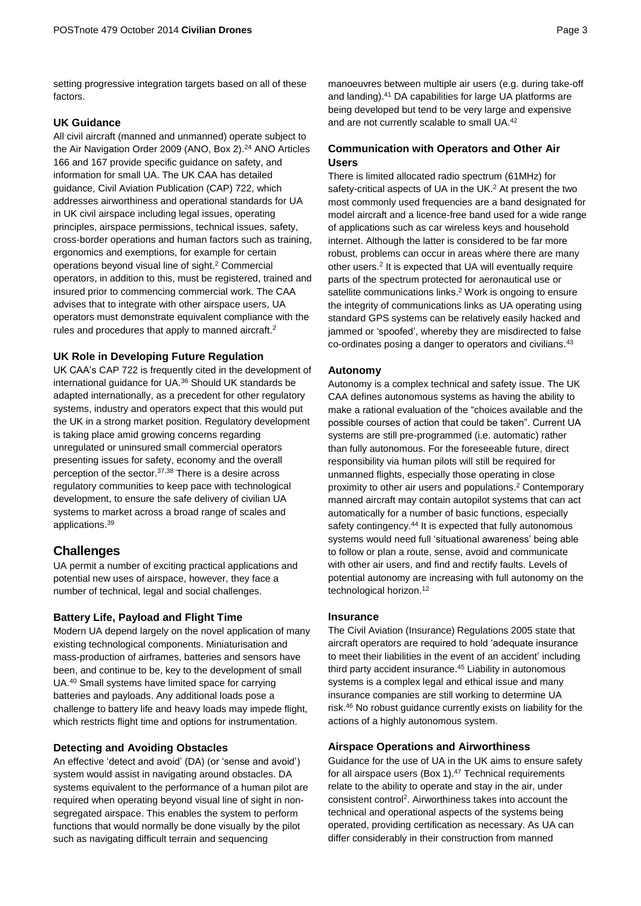setting progressive integration targets based on all of these factors.

### UK Guidance

All civil aircraft (manned and unmanned) operate subject to the Air Navigation Order 2009 (ANO, Box 2).[24] ANO Articles 166 and 167 provide specific guidance on safety, and information for small UA. The UK CAA has detailed guidance, Civil Aviation Publication (CAP) 722, which addresses airworthiness and operational standards for UA in UK civil airspace including legal issues, operating principles, airspace permissions, technical issues, safety, cross-border operations and human factors such as training, ergonomics and exemptions, for example for certain operations beyond visual line of sight.[2] Commercial operators, in addition to this, must be registered, trained and insured prior to commencing commercial work. The CAA advises that to integrate with other airspace users, UA operators must demonstrate equivalent compliance with the rules and procedures that apply to manned aircraft.[2]

### UK Role in Developing Future Regulation

UK CAA's CAP 722 is frequently cited in the development of international guidance for UA.[36] Should UK standards be adapted internationally, as a precedent for other regulatory systems, industry and operators expect that this would put the UK in a strong market position. Regulatory development is taking place amid growing concerns regarding unregulated or uninsured small commercial operators presenting issues for safety, economy and the overall perception of the sector.[37,38] There is a desire across regulatory communities to keep pace with technological development, to ensure the safe delivery of civilian UA systems to market across a broad range of scales and applications.[39]

## Challenges

UA permit a number of exciting practical applications and potential new uses of airspace, however, they face a number of technical, legal and social challenges.

### Battery Life, Payload and Flight Time

Modern UA depend largely on the novel application of many existing technological components. Miniaturisation and mass-production of airframes, batteries and sensors have been, and continue to be, key to the development of small UA.[40] Small systems have limited space for carrying batteries and payloads. Any additional loads pose a challenge to battery life and heavy loads may impede flight, which restricts flight time and options for instrumentation.

### Detecting and Avoiding Obstacles

An effective 'detect and avoid' (DA) (or 'sense and avoid') system would assist in navigating around obstacles. DA systems equivalent to the performance of a human pilot are required when operating beyond visual line of sight in non-segregated airspace. This enables the system to perform functions that would normally be done visually by the pilot such as navigating difficult terrain and sequencing manoeuvres between multiple air users (e.g. during take-off and landing).[41] DA capabilities for large UA platforms are being developed but tend to be very large and expensive and are not currently scalable to small UA.[42]

### Communication with Operators and Other Air Users

There is limited allocated radio spectrum (61MHz) for safety-critical aspects of UA in the UK.[2] At present the two most commonly used frequencies are a band designated for model aircraft and a licence-free band used for a wide range of applications such as car wireless keys and household internet. Although the latter is considered to be far more robust, problems can occur in areas where there are many other users.[2] It is expected that UA will eventually require parts of the spectrum protected for aeronautical use or satellite communications links.[2] Work is ongoing to ensure the integrity of communications links as UA operating using standard GPS systems can be relatively easily hacked and jammed or 'spoofed', whereby they are misdirected to false co-ordinates posing a danger to operators and civilians.[43]

### Autonomy

Autonomy is a complex technical and safety issue. The UK CAA defines autonomous systems as having the ability to make a rational evaluation of the "choices available and the possible courses of action that could be taken". Current UA systems are still pre-programmed (i.e. automatic) rather than fully autonomous. For the foreseeable future, direct responsibility via human pilots will still be required for unmanned flights, especially those operating in close proximity to other air users and populations.[2] Contemporary manned aircraft may contain autopilot systems that can act automatically for a number of basic functions, especially safety contingency.[44] It is expected that fully autonomous systems would need full 'situational awareness' being able to follow or plan a route, sense, avoid and communicate with other air users, and find and rectify faults. Levels of potential autonomy are increasing with full autonomy on the technological horizon.[12]

### Insurance

The Civil Aviation (Insurance) Regulations 2005 state that aircraft operators are required to hold 'adequate insurance to meet their liabilities in the event of an accident' including third party accident insurance.[45] Liability in autonomous systems is a complex legal and ethical issue and many insurance companies are still working to determine UA risk.[46] No robust guidance currently exists on liability for the actions of a highly autonomous system.

### Airspace Operations and Airworthiness

Guidance for the use of UA in the UK aims to ensure safety for all airspace users (Box 1).[47] Technical requirements relate to the ability to operate and stay in the air, under consistent control[2]. Airworthiness takes into account the technical and operational aspects of the systems being operated, providing certification as necessary. As UA can differ considerably in their construction from manned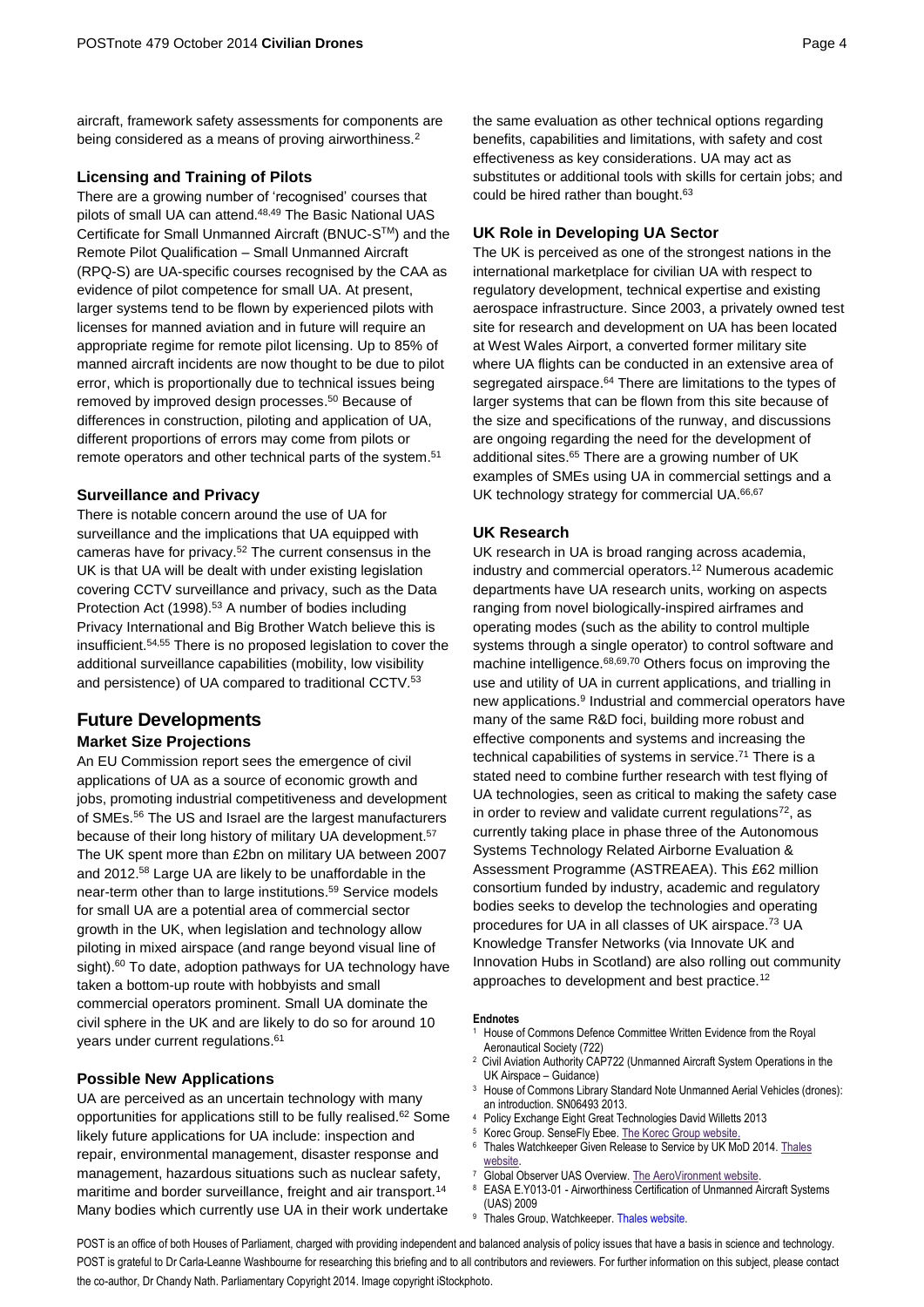aircraft, framework safety assessments for components are being considered as a means of proving airworthiness.[2]

### Licensing and Training of Pilots

There are a growing number of 'recognised' courses that pilots of small UA can attend.[48,49] The Basic National UAS Certificate for Small Unmanned Aircraft (BNUC-S™) and the Remote Pilot Qualification – Small Unmanned Aircraft (RPQ-S) are UA-specific courses recognised by the CAA as evidence of pilot competence for small UA. At present, larger systems tend to be flown by experienced pilots with licenses for manned aviation and in future will require an appropriate regime for remote pilot licensing. Up to 85% of manned aircraft incidents are now thought to be due to pilot error, which is proportionally due to technical issues being removed by improved design processes.[50] Because of differences in construction, piloting and application of UA, different proportions of errors may come from pilots or remote operators and other technical parts of the system.[51]

### Surveillance and Privacy

There is notable concern around the use of UA for surveillance and the implications that UA equipped with cameras have for privacy.[52] The current consensus in the UK is that UA will be dealt with under existing legislation covering CCTV surveillance and privacy, such as the Data Protection Act (1998).[53] A number of bodies including Privacy International and Big Brother Watch believe this is insufficient.[54,55] There is no proposed legislation to cover the additional surveillance capabilities (mobility, low visibility and persistence) of UA compared to traditional CCTV.[53]

## Future Developments

### Market Size Projections

An EU Commission report sees the emergence of civil applications of UA as a source of economic growth and jobs, promoting industrial competitiveness and development of SMEs.[56] The US and Israel are the largest manufacturers because of their long history of military UA development.[57] The UK spent more than £2bn on military UA between 2007 and 2012.[58] Large UA are likely to be unaffordable in the near-term other than to large institutions.[59] Service models for small UA are a potential area of commercial sector growth in the UK, when legislation and technology allow piloting in mixed airspace (and range beyond visual line of sight).[60] To date, adoption pathways for UA technology have taken a bottom-up route with hobbyists and small commercial operators prominent. Small UA dominate the civil sphere in the UK and are likely to do so for around 10 years under current regulations.[61]

### Possible New Applications

UA are perceived as an uncertain technology with many opportunities for applications still to be fully realised.[62] Some likely future applications for UA include: inspection and repair, environmental management, disaster response and management, hazardous situations such as nuclear safety, maritime and border surveillance, freight and air transport.[14] Many bodies which currently use UA in their work undertake the same evaluation as other technical options regarding benefits, capabilities and limitations, with safety and cost effectiveness as key considerations. UA may act as substitutes or additional tools with skills for certain jobs; and could be hired rather than bought.[63]

### UK Role in Developing UA Sector

The UK is perceived as one of the strongest nations in the international marketplace for civilian UA with respect to regulatory development, technical expertise and existing aerospace infrastructure. Since 2003, a privately owned test site for research and development on UA has been located at West Wales Airport, a converted former military site where UA flights can be conducted in an extensive area of segregated airspace.[64] There are limitations to the types of larger systems that can be flown from this site because of the size and specifications of the runway, and discussions are ongoing regarding the need for the development of additional sites.[65] There are a growing number of UK examples of SMEs using UA in commercial settings and a UK technology strategy for commercial UA.[66,67]

### UK Research

UK research in UA is broad ranging across academia, industry and commercial operators.[12] Numerous academic departments have UA research units, working on aspects ranging from novel biologically-inspired airframes and operating modes (such as the ability to control multiple systems through a single operator) to control software and machine intelligence.[68,69,70] Others focus on improving the use and utility of UA in current applications, and trialling in new applications.[9] Industrial and commercial operators have many of the same R&D foci, building more robust and effective components and systems and increasing the technical capabilities of systems in service.[71] There is a stated need to combine further research with test flying of UA technologies, seen as critical to making the safety case in order to review and validate current regulations[72], as currently taking place in phase three of the Autonomous Systems Technology Related Airborne Evaluation & Assessment Programme (ASTREAEA). This £62 million consortium funded by industry, academic and regulatory bodies seeks to develop the technologies and operating procedures for UA in all classes of UK airspace.[73] UA Knowledge Transfer Networks (via Innovate UK and Innovation Hubs in Scotland) are also rolling out community approaches to development and best practice.[12]

#### Endnotes

1. House of Commons Defence Committee Written Evidence from the Royal Aeronautical Society (722)
2. Civil Aviation Authority CAP722 (Unmanned Aircraft System Operations in the UK Airspace – Guidance)
3. House of Commons Library Standard Note Unmanned Aerial Vehicles (drones): an introduction. SN06493 2013.
4. Policy Exchange Eight Great Technologies David Willetts 2013
5. Korec Group. SenseFly Ebee. The Korec Group website.
6. Thales Watchkeeper Given Release to Service by UK MoD 2014. Thales website.
7. Global Observer UAS Overview. The AeroVironment website.
8. EASA E.Y013-01 - Airworthiness Certification of Unmanned Aircraft Systems (UAS) 2009
9. Thales Group, Watchkeeper. Thales website.

POST is an office of both Houses of Parliament, charged with providing independent and balanced analysis of policy issues that have a basis in science and technology. POST is grateful to Dr Carla-Leanne Washbourne for researching this briefing and to all contributors and reviewers. For further information on this subject, please contact the co-author, Dr Chandy Nath. Parliamentary Copyright 2014. Image copyright iStockphoto.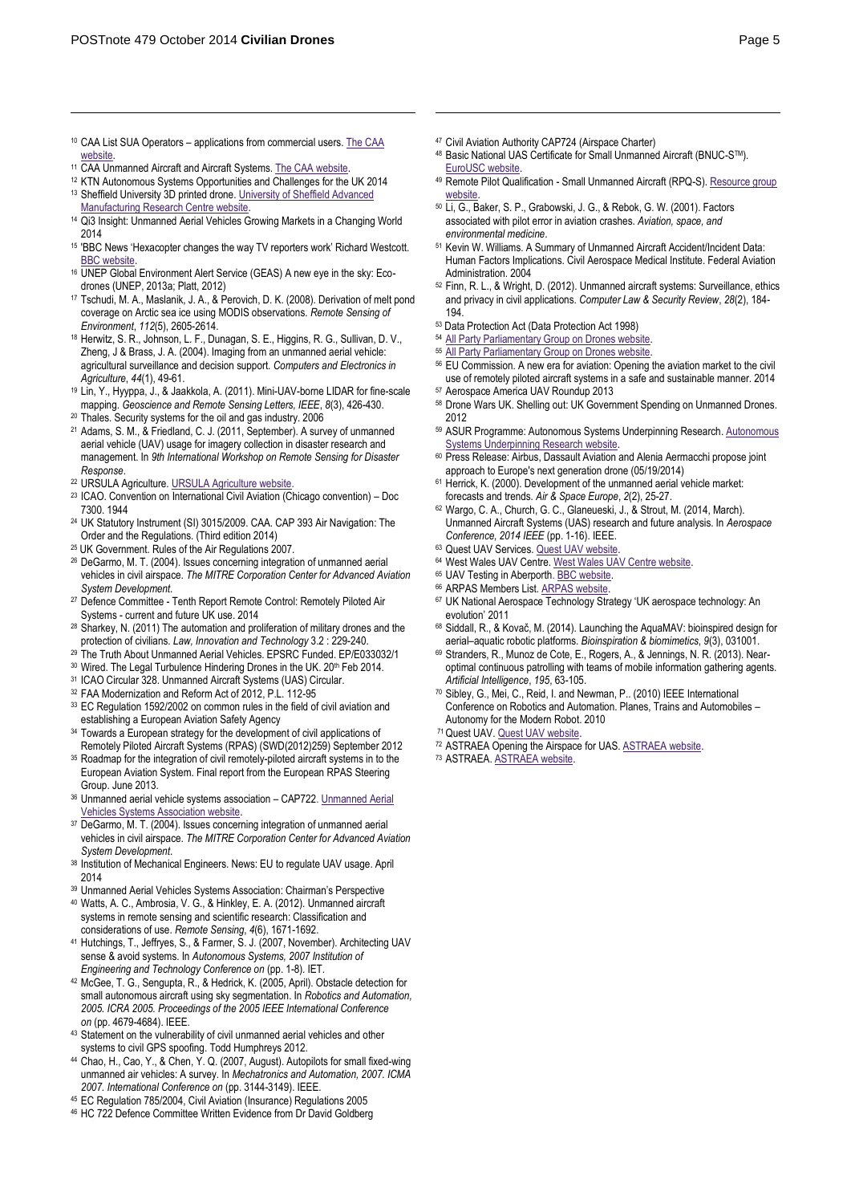[10] CAA List SUA Operators – applications from commercial users. The CAA website.

[11] CAA Unmanned Aircraft and Aircraft Systems. The CAA website.

[12] KTN Autonomous Systems Opportunities and Challenges for the UK 2014

[13] Sheffield University 3D printed drone. University of Sheffield Advanced Manufacturing Research Centre website.

[14] Qi3 Insight: Unmanned Aerial Vehicles Growing Markets in a Changing World 2014

[15] 'BBC News 'Hexacopter changes the way TV reporters work' Richard Westcott. BBC website.

[16] UNEP Global Environment Alert Service (GEAS) A new eye in the sky: Eco-drones (UNEP, 2013a; Platt, 2012)

[17] Tschudi, M. A., Maslanik, J. A., & Perovich, D. K. (2008). Derivation of melt pond coverage on Arctic sea ice using MODIS observations. *Remote Sensing of Environment*, *112*(5), 2605-2614.

[18] Herwitz, S. R., Johnson, L. F., Dunagan, S. E., Higgins, R. G., Sullivan, D. V., Zheng, J & Brass, J. A. (2004). Imaging from an unmanned aerial vehicle: agricultural surveillance and decision support. *Computers and Electronics in Agriculture*, *44*(1), 49-61.

[19] Lin, Y., Hyyppa, J., & Jaakkola, A. (2011). Mini-UAV-borne LIDAR for fine-scale mapping. *Geoscience and Remote Sensing Letters, IEEE*, *8*(3), 426-430.

[20] Thales. Security systems for the oil and gas industry. 2006

[21] Adams, S. M., & Friedland, C. J. (2011, September). A survey of unmanned aerial vehicle (UAV) usage for imagery collection in disaster research and management. In *9th International Workshop on Remote Sensing for Disaster Response*.

[22] URSULA Agriculture. URSULA Agriculture website.

[23] ICAO. Convention on International Civil Aviation (Chicago convention) – Doc 7300. 1944

[24] UK Statutory Instrument (SI) 3015/2009. CAA. CAP 393 Air Navigation: The Order and the Regulations. (Third edition 2014)

[25] UK Government. Rules of the Air Regulations 2007.

[26] DeGarmo, M. T. (2004). Issues concerning integration of unmanned aerial vehicles in civil airspace. *The MITRE Corporation Center for Advanced Aviation System Development*.

[27] Defence Committee - Tenth Report Remote Control: Remotely Piloted Air Systems - current and future UK use. 2014

[28] Sharkey, N. (2011) The automation and proliferation of military drones and the protection of civilians. *Law, Innovation and Technology* 3.2 : 229-240.

[29] The Truth About Unmanned Aerial Vehicles. EPSRC Funded. EP/E033032/1

[30] Wired. The Legal Turbulence Hindering Drones in the UK. 20th Feb 2014.

[31] ICAO Circular 328. Unmanned Aircraft Systems (UAS) Circular.

[32] FAA Modernization and Reform Act of 2012, P.L. 112-95

[33] EC Regulation 1592/2002 on common rules in the field of civil aviation and establishing a European Aviation Safety Agency

[34] Towards a European strategy for the development of civil applications of Remotely Piloted Aircraft Systems (RPAS) (SWD(2012)259) September 2012

[35] Roadmap for the integration of civil remotely-piloted aircraft systems in to the European Aviation System. Final report from the European RPAS Steering Group. June 2013.

[36] Unmanned aerial vehicle systems association – CAP722. Unmanned Aerial Vehicles Systems Association website.

[37] DeGarmo, M. T. (2004). Issues concerning integration of unmanned aerial vehicles in civil airspace. *The MITRE Corporation Center for Advanced Aviation System Development*.

[38] Institution of Mechanical Engineers. News: EU to regulate UAV usage. April 2014

[39] Unmanned Aerial Vehicles Systems Association: Chairman's Perspective

[40] Watts, A. C., Ambrosia, V. G., & Hinkley, E. A. (2012). Unmanned aircraft systems in remote sensing and scientific research: Classification and considerations of use. *Remote Sensing*, *4*(6), 1671-1692.

[41] Hutchings, T., Jeffryes, S., & Farmer, S. J. (2007, November). Architecting UAV sense & avoid systems. In *Autonomous Systems, 2007 Institution of Engineering and Technology Conference on* (pp. 1-8). IET.

[42] McGee, T. G., Sengupta, R., & Hedrick, K. (2005, April). Obstacle detection for small autonomous aircraft using sky segmentation. In *Robotics and Automation, 2005. ICRA 2005. Proceedings of the 2005 IEEE International Conference on* (pp. 4679-4684). IEEE.

[43] Statement on the vulnerability of civil unmanned aerial vehicles and other systems to civil GPS spoofing. Todd Humphreys 2012.

[44] Chao, H., Cao, Y., & Chen, Y. Q. (2007, August). Autopilots for small fixed-wing unmanned air vehicles: A survey. In *Mechatronics and Automation, 2007. ICMA 2007. International Conference on* (pp. 3144-3149). IEEE.

[45] EC Regulation 785/2004, Civil Aviation (Insurance) Regulations 2005

[46] HC 722 Defence Committee Written Evidence from Dr David Goldberg

[47] Civil Aviation Authority CAP724 (Airspace Charter)

[48] Basic National UAS Certificate for Small Unmanned Aircraft (BNUC-S™). EuroUSC website.

[49] Remote Pilot Qualification - Small Unmanned Aircraft (RPQ-S). Resource group website.

[50] Li, G., Baker, S. P., Grabowski, J. G., & Rebok, G. W. (2001). Factors associated with pilot error in aviation crashes. *Aviation, space, and environmental medicine*.

[51] Kevin W. Williams. A Summary of Unmanned Aircraft Accident/Incident Data: Human Factors Implications. Civil Aerospace Medical Institute. Federal Aviation Administration. 2004

[52] Finn, R. L., & Wright, D. (2012). Unmanned aircraft systems: Surveillance, ethics and privacy in civil applications. *Computer Law & Security Review*, *28*(2), 184-194.

[53] Data Protection Act (Data Protection Act 1998)

[54] All Party Parliamentary Group on Drones website.

[55] All Party Parliamentary Group on Drones website.

[56] EU Commission. A new era for aviation: Opening the aviation market to the civil use of remotely piloted aircraft systems in a safe and sustainable manner. 2014

[57] Aerospace America UAV Roundup 2013

[58] Drone Wars UK. Shelling out: UK Government Spending on Unmanned Drones. 2012

[59] ASUR Programme: Autonomous Systems Underpinning Research. Autonomous Systems Underpinning Research website.

[60] Press Release: Airbus, Dassault Aviation and Alenia Aermacchi propose joint approach to Europe's next generation drone (05/19/2014)

[61] Herrick, K. (2000). Development of the unmanned aerial vehicle market: forecasts and trends. *Air & Space Europe*, *2*(2), 25-27.

[62] Wargo, C. A., Church, G. C., Glaneueski, J., & Strout, M. (2014, March). Unmanned Aircraft Systems (UAS) research and future analysis. In *Aerospace Conference, 2014 IEEE* (pp. 1-16). IEEE.

[63] Quest UAV Services. Quest UAV website.

[64] West Wales UAV Centre. West Wales UAV Centre website.

[65] UAV Testing in Aberporth. BBC website.

[66] ARPAS Members List. ARPAS website.

[67] UK National Aerospace Technology Strategy 'UK aerospace technology: An evolution' 2011

[68] Siddall, R., & Kovač, M. (2014). Launching the AquaMAV: bioinspired design for aerial–aquatic robotic platforms. *Bioinspiration & biomimetics*, *9*(3), 031001.

[69] Stranders, R., Munoz de Cote, E., Rogers, A., & Jennings, N. R. (2013). Near-optimal continuous patrolling with teams of mobile information gathering agents. *Artificial Intelligence*, *195*, 63-105.

[70] Sibley, G., Mei, C., Reid, I. and Newman, P.. (2010) IEEE International Conference on Robotics and Automation. Planes, Trains and Automobiles – Autonomy for the Modern Robot. 2010

[71] Quest UAV. Quest UAV website.

[72] ASTRAEA Opening the Airspace for UAS. ASTRAEA website.

[73] ASTRAEA. ASTRAEA website.